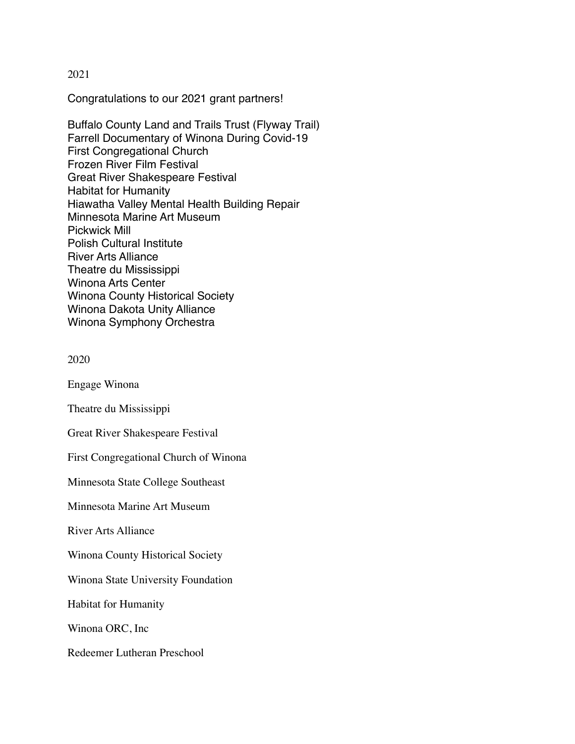## 2021

Congratulations to our 2021 grant partners!

Buffalo County Land and Trails Trust (Flyway Trail)
Farrell Documentary of Winona During Covid-19
First Congregational Church
Frozen River Film Festival
Great River Shakespeare Festival
Habitat for Humanity
Hiawatha Valley Mental Health Building Repair
Minnesota Marine Art Museum
Pickwick Mill
Polish Cultural Institute
River Arts Alliance
Theatre du Mississippi
Winona Arts Center
Winona County Historical Society
Winona Dakota Unity Alliance
Winona Symphony Orchestra

## 2020

Engage Winona

Theatre du Mississippi

Great River Shakespeare Festival

First Congregational Church of Winona

Minnesota State College Southeast

Minnesota Marine Art Museum

River Arts Alliance

Winona County Historical Society

Winona State University Foundation

Habitat for Humanity

Winona ORC, Inc

Redeemer Lutheran Preschool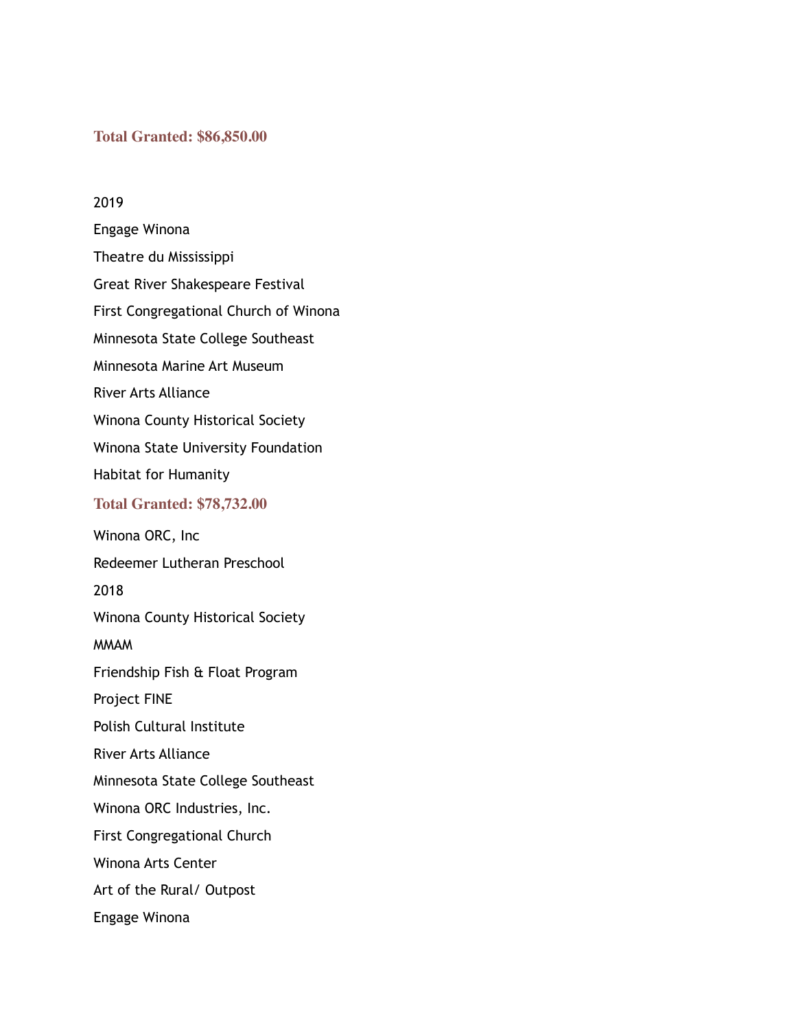**Total Granted: $86,850.00**

2019

Engage Winona

Theatre du Mississippi

Great River Shakespeare Festival

First Congregational Church of Winona

Minnesota State College Southeast

Minnesota Marine Art Museum

River Arts Alliance

Winona County Historical Society

Winona State University Foundation

Habitat for Humanity

**Total Granted: $78,732.00**

Winona ORC, Inc

Redeemer Lutheran Preschool

2018

Winona County Historical Society

MMAM

Friendship Fish & Float Program

Project FINE

Polish Cultural Institute

River Arts Alliance

Minnesota State College Southeast

Winona ORC Industries, Inc.

First Congregational Church

Winona Arts Center

Art of the Rural/ Outpost

Engage Winona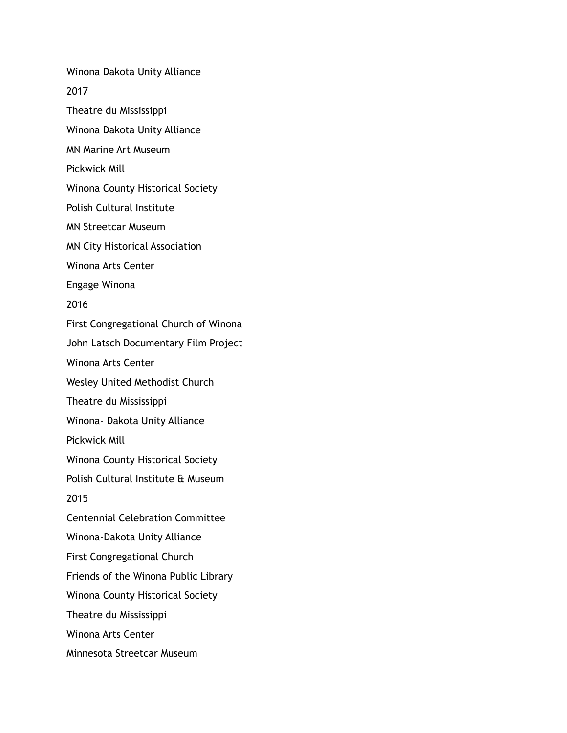Winona Dakota Unity Alliance

2017

Theatre du Mississippi

Winona Dakota Unity Alliance

MN Marine Art Museum

Pickwick Mill

Winona County Historical Society

Polish Cultural Institute

MN Streetcar Museum

MN City Historical Association

Winona Arts Center

Engage Winona

2016

First Congregational Church of Winona

John Latsch Documentary Film Project

Winona Arts Center

Wesley United Methodist Church

Theatre du Mississippi

Winona- Dakota Unity Alliance

Pickwick Mill

Winona County Historical Society

Polish Cultural Institute & Museum

2015

Centennial Celebration Committee

Winona-Dakota Unity Alliance

First Congregational Church

Friends of the Winona Public Library

Winona County Historical Society

Theatre du Mississippi

Winona Arts Center

Minnesota Streetcar Museum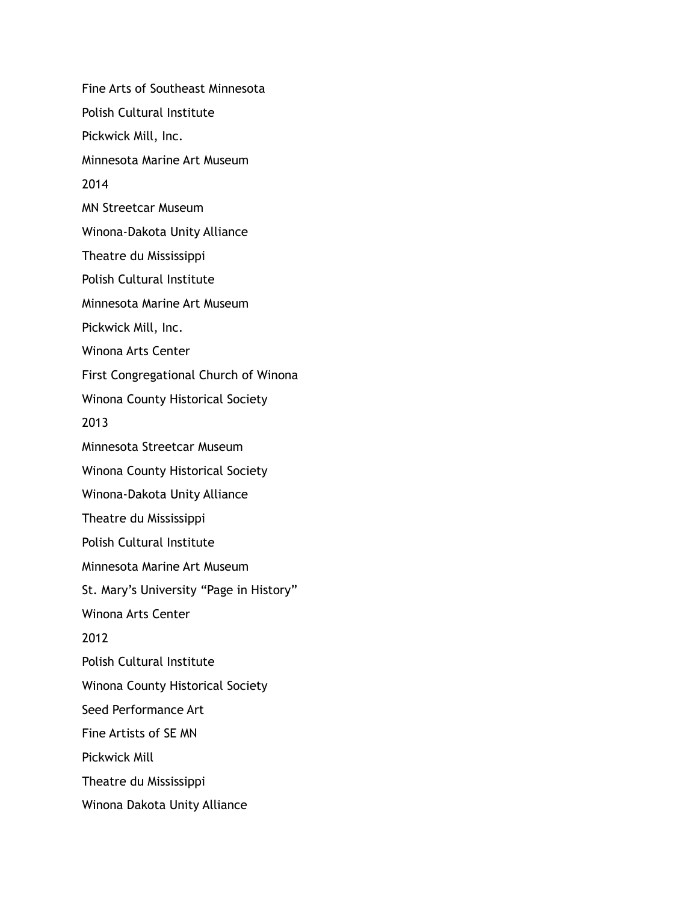Fine Arts of Southeast Minnesota

Polish Cultural Institute

Pickwick Mill, Inc.

Minnesota Marine Art Museum

2014

MN Streetcar Museum

Winona-Dakota Unity Alliance

Theatre du Mississippi

Polish Cultural Institute

Minnesota Marine Art Museum

Pickwick Mill, Inc.

Winona Arts Center

First Congregational Church of Winona

Winona County Historical Society

2013

Minnesota Streetcar Museum

Winona County Historical Society

Winona-Dakota Unity Alliance

Theatre du Mississippi

Polish Cultural Institute

Minnesota Marine Art Museum

St. Mary's University "Page in History"

Winona Arts Center

2012

Polish Cultural Institute

Winona County Historical Society

Seed Performance Art

Fine Artists of SE MN

Pickwick Mill

Theatre du Mississippi

Winona Dakota Unity Alliance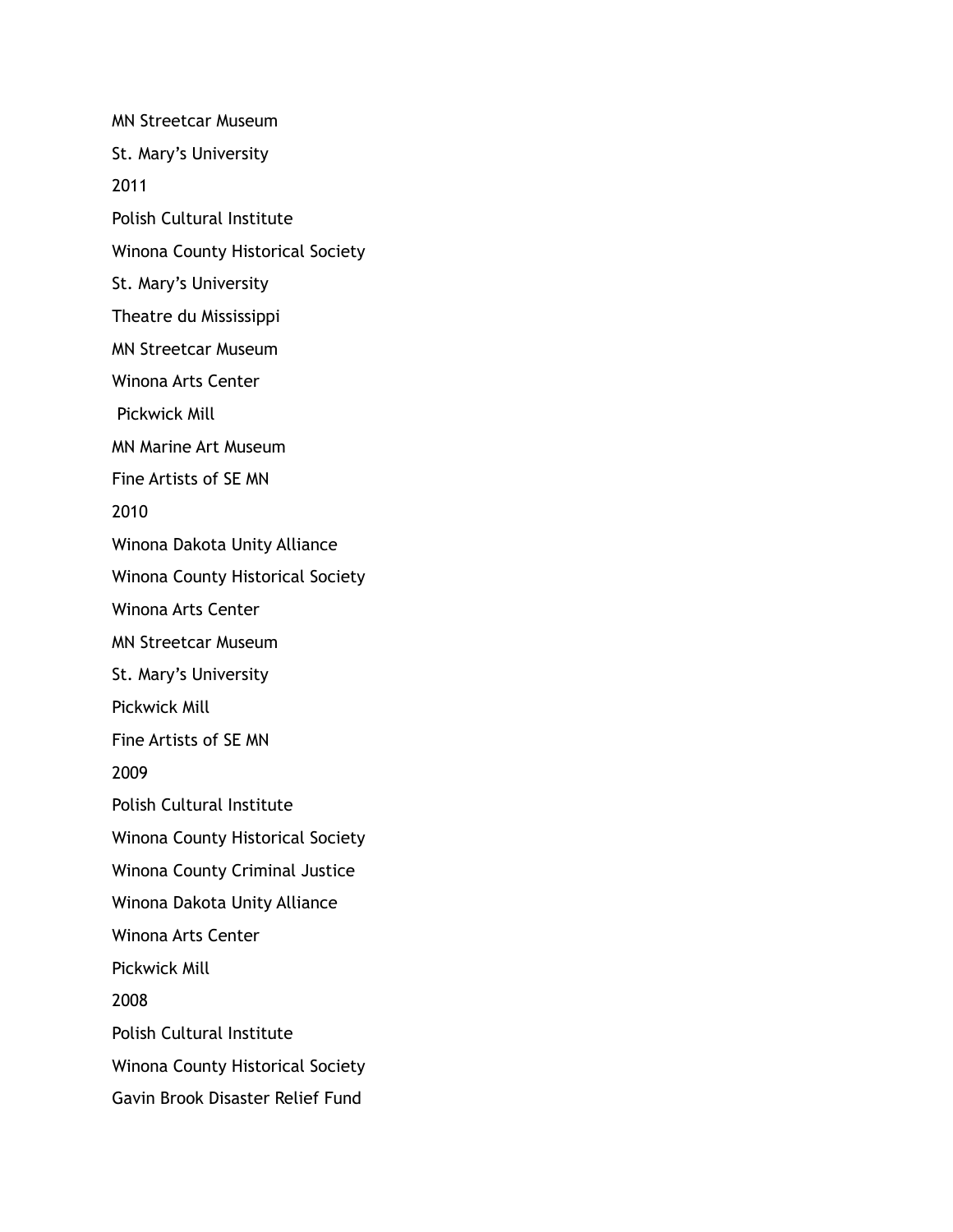MN Streetcar Museum

St. Mary's University

2011

Polish Cultural Institute

Winona County Historical Society

St. Mary's University

Theatre du Mississippi

MN Streetcar Museum

Winona Arts Center

Pickwick Mill

MN Marine Art Museum

Fine Artists of SE MN

2010

Winona Dakota Unity Alliance

Winona County Historical Society

Winona Arts Center

MN Streetcar Museum

St. Mary's University

Pickwick Mill

Fine Artists of SE MN

2009

Polish Cultural Institute

Winona County Historical Society

Winona County Criminal Justice

Winona Dakota Unity Alliance

Winona Arts Center

Pickwick Mill

2008

Polish Cultural Institute

Winona County Historical Society

Gavin Brook Disaster Relief Fund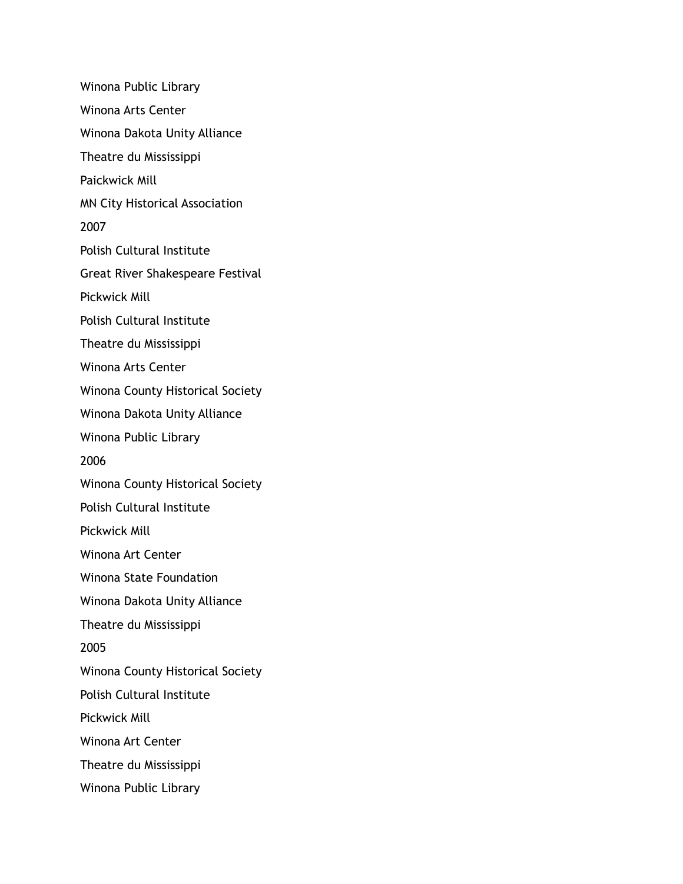Winona Public Library

Winona Arts Center

Winona Dakota Unity Alliance

Theatre du Mississippi

Paickwick Mill

MN City Historical Association

2007

Polish Cultural Institute

Great River Shakespeare Festival

Pickwick Mill

Polish Cultural Institute

Theatre du Mississippi

Winona Arts Center

Winona County Historical Society

Winona Dakota Unity Alliance

Winona Public Library

2006

Winona County Historical Society

Polish Cultural Institute

Pickwick Mill

Winona Art Center

Winona State Foundation

Winona Dakota Unity Alliance

Theatre du Mississippi

2005

Winona County Historical Society

Polish Cultural Institute

Pickwick Mill

Winona Art Center

Theatre du Mississippi

Winona Public Library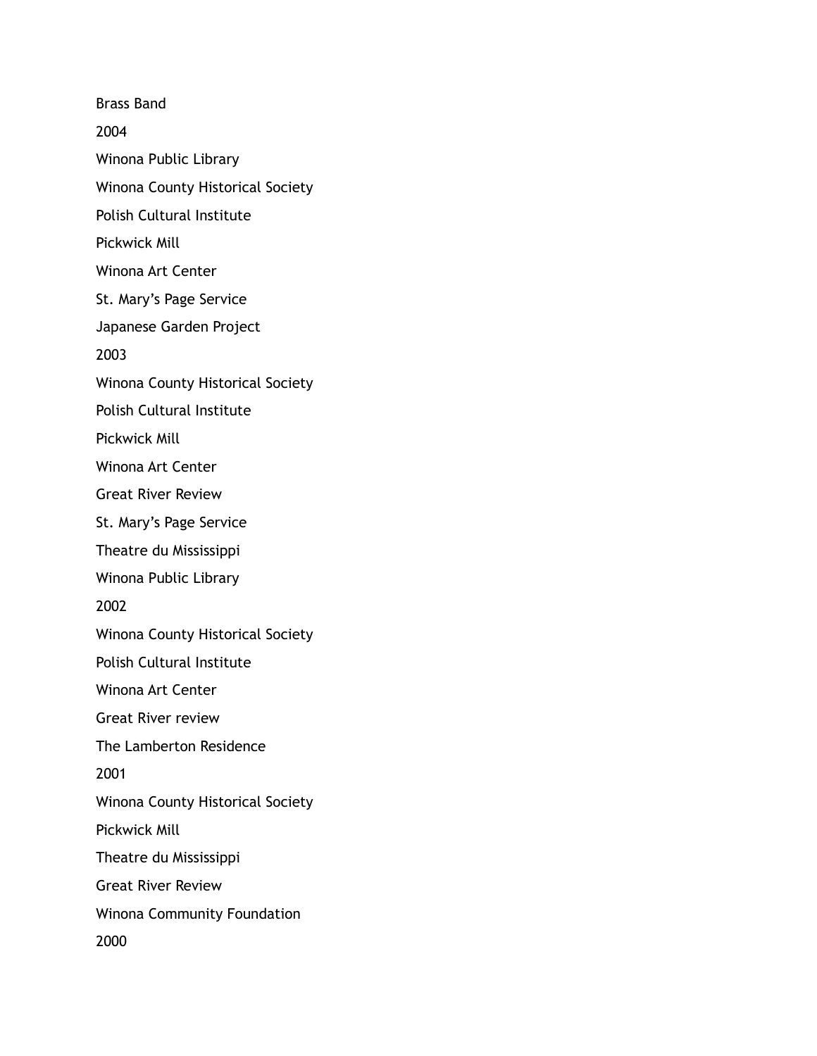Brass Band

2004

Winona Public Library

Winona County Historical Society

Polish Cultural Institute

Pickwick Mill

Winona Art Center

St. Mary’s Page Service

Japanese Garden Project

2003

Winona County Historical Society

Polish Cultural Institute

Pickwick Mill

Winona Art Center

Great River Review

St. Mary’s Page Service

Theatre du Mississippi

Winona Public Library

2002

Winona County Historical Society

Polish Cultural Institute

Winona Art Center

Great River review

The Lamberton Residence

2001

Winona County Historical Society

Pickwick Mill

Theatre du Mississippi

Great River Review

Winona Community Foundation

2000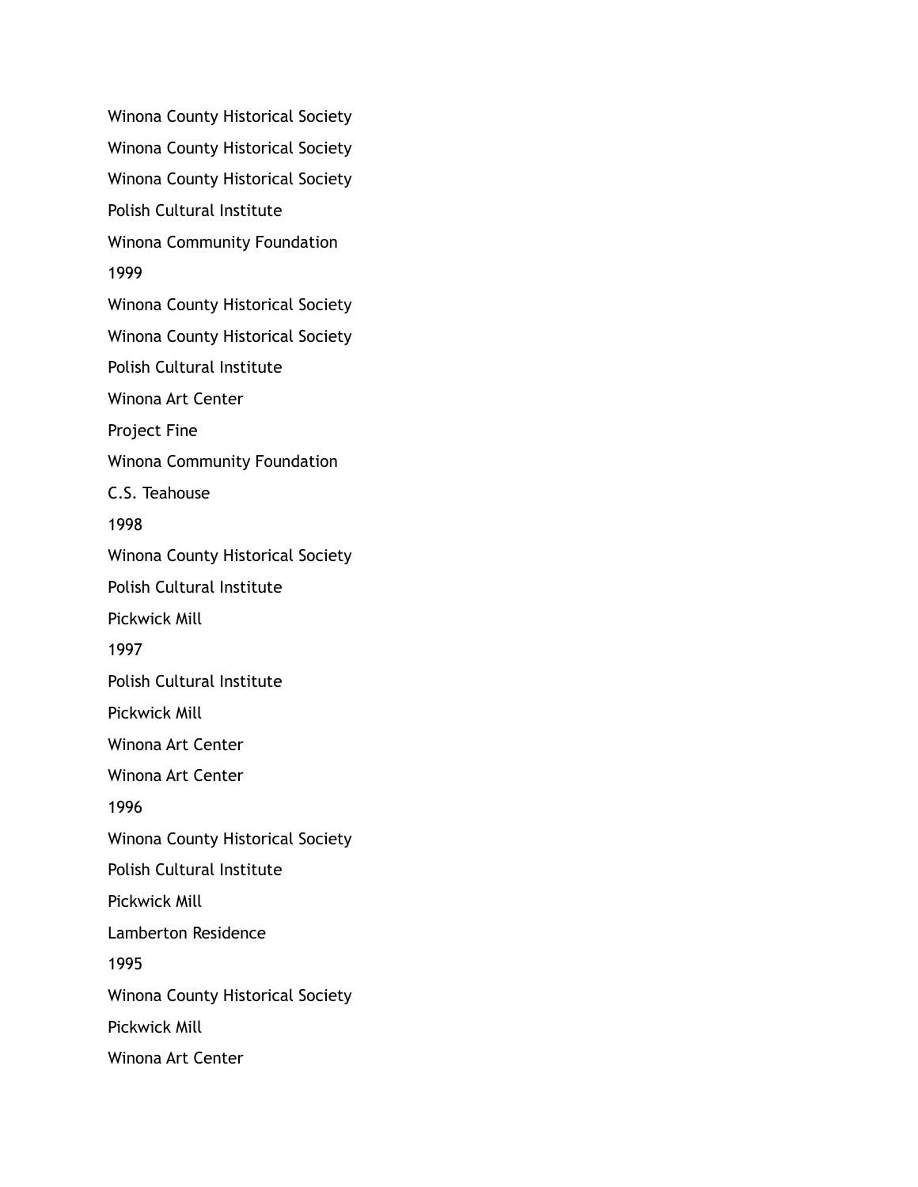Winona County Historical Society

Winona County Historical Society

Winona County Historical Society

Polish Cultural Institute

Winona Community Foundation

1999

Winona County Historical Society

Winona County Historical Society

Polish Cultural Institute

Winona Art Center

Project Fine

Winona Community Foundation

C.S. Teahouse

1998

Winona County Historical Society

Polish Cultural Institute

Pickwick Mill

1997

Polish Cultural Institute

Pickwick Mill

Winona Art Center

Winona Art Center

1996

Winona County Historical Society

Polish Cultural Institute

Pickwick Mill

Lamberton Residence

1995

Winona County Historical Society

Pickwick Mill

Winona Art Center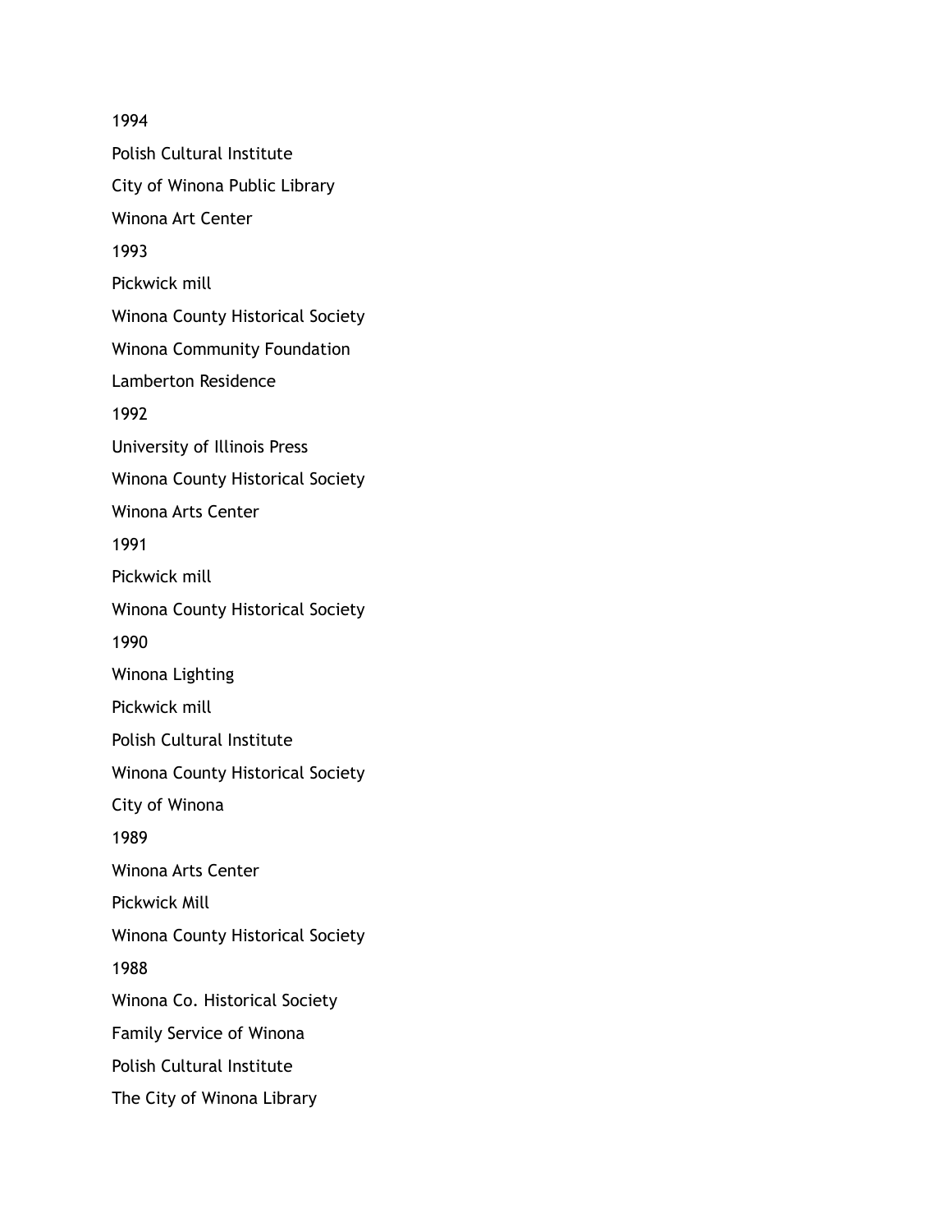1994

Polish Cultural Institute

City of Winona Public Library

Winona Art Center

1993

Pickwick mill

Winona County Historical Society

Winona Community Foundation

Lamberton Residence

1992

University of Illinois Press

Winona County Historical Society

Winona Arts Center

1991

Pickwick mill

Winona County Historical Society

1990

Winona Lighting

Pickwick mill

Polish Cultural Institute

Winona County Historical Society

City of Winona

1989

Winona Arts Center

Pickwick Mill

Winona County Historical Society

1988

Winona Co. Historical Society

Family Service of Winona

Polish Cultural Institute

The City of Winona Library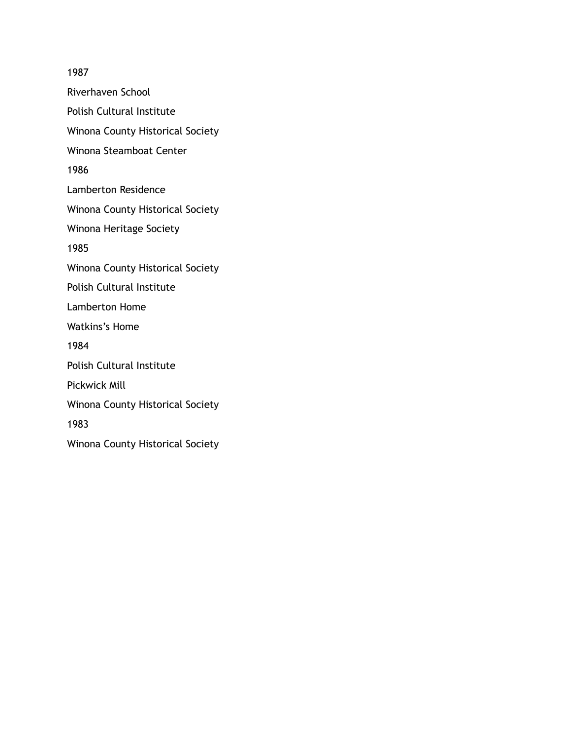1987

Riverhaven School

Polish Cultural Institute

Winona County Historical Society

Winona Steamboat Center

1986

Lamberton Residence

Winona County Historical Society

Winona Heritage Society

1985

Winona County Historical Society

Polish Cultural Institute

Lamberton Home

Watkins's Home

1984

Polish Cultural Institute

Pickwick Mill

Winona County Historical Society

1983

Winona County Historical Society